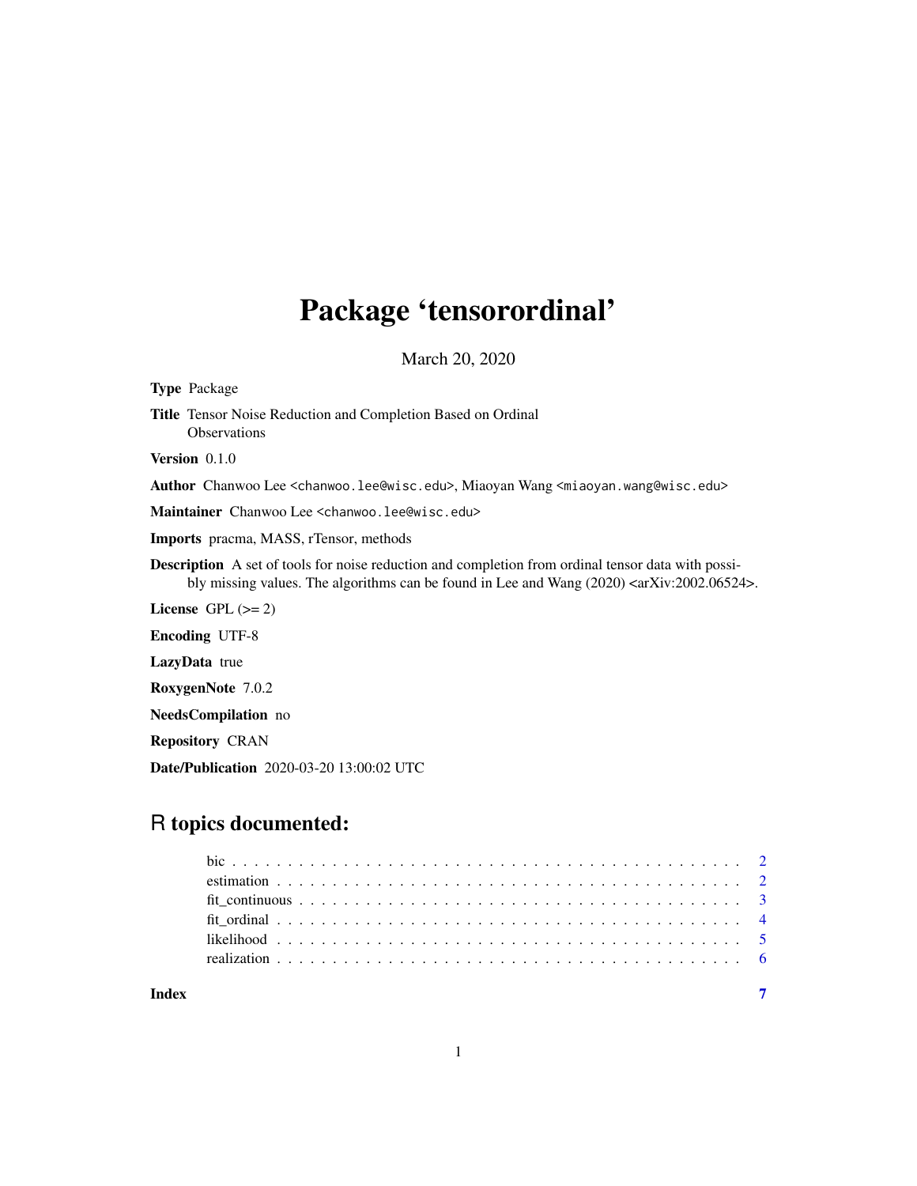# Package 'tensorordinal'

March 20, 2020

**Type** Package

**Title** Tensor Noise Reduction and Completion Based on Ordinal Observations

**Version** 0.1.0

**Author** Chanwoo Lee <chanwoo.lee@wisc.edu>, Miaoyan Wang <miaoyan.wang@wisc.edu>

**Maintainer** Chanwoo Lee <chanwoo.lee@wisc.edu>

**Imports** pracma, MASS, rTensor, methods

**Description** A set of tools for noise reduction and completion from ordinal tensor data with possibly missing values. The algorithms can be found in Lee and Wang (2020) <arXiv:2002.06524>.

**License** GPL (>= 2)

**Encoding** UTF-8

**LazyData** true

**RoxygenNote** 7.0.2

**NeedsCompilation** no

**Repository** CRAN

**Date/Publication** 2020-03-20 13:00:02 UTC

## R topics documented:

- bic . . . . . . . . . . . . . . . . . . . . . . . . . . . . . . . . . . . . . . . . . . . . 2
- estimation . . . . . . . . . . . . . . . . . . . . . . . . . . . . . . . . . . . . . . . . 2
- fit_continuous . . . . . . . . . . . . . . . . . . . . . . . . . . . . . . . . . . . . . 3
- fit_ordinal . . . . . . . . . . . . . . . . . . . . . . . . . . . . . . . . . . . . . . . . 4
- likelihood . . . . . . . . . . . . . . . . . . . . . . . . . . . . . . . . . . . . . . . . 5
- realization . . . . . . . . . . . . . . . . . . . . . . . . . . . . . . . . . . . . . . . 6

**Index** 7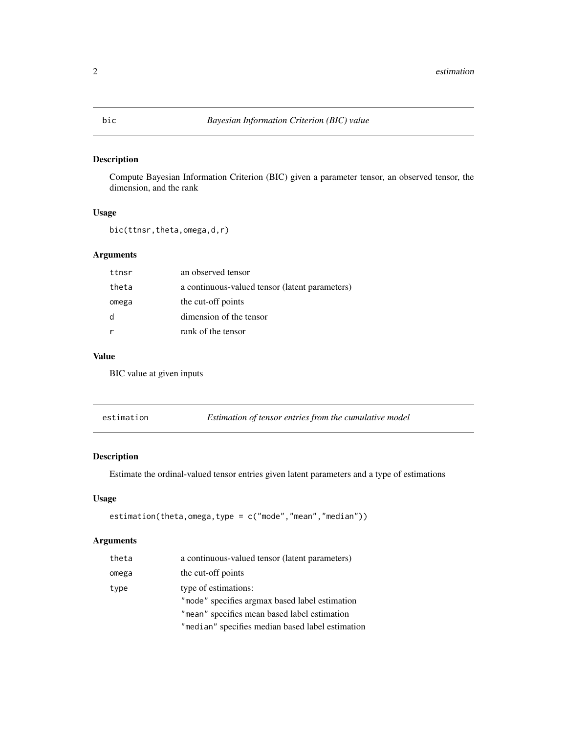## bic — *Bayesian Information Criterion (BIC) value*

### Description

Compute Bayesian Information Criterion (BIC) given a parameter tensor, an observed tensor, the dimension, and the rank

### Usage

```
bic(ttnsr,theta,omega,d,r)
```

### Arguments

| | |
|---|---|
| ttnsr | an observed tensor |
| theta | a continuous-valued tensor (latent parameters) |
| omega | the cut-off points |
| d | dimension of the tensor |
| r | rank of the tensor |

### Value

BIC value at given inputs

## estimation — *Estimation of tensor entries from the cumulative model*

### Description

Estimate the ordinal-valued tensor entries given latent parameters and a type of estimations

### Usage

```
estimation(theta,omega,type = c("mode","mean","median"))
```

### Arguments

| | |
|---|---|
| theta | a continuous-valued tensor (latent parameters) |
| omega | the cut-off points |
| type | type of estimations:<br>"mode" specifies argmax based label estimation<br>"mean" specifies mean based label estimation<br>"median" specifies median based label estimation |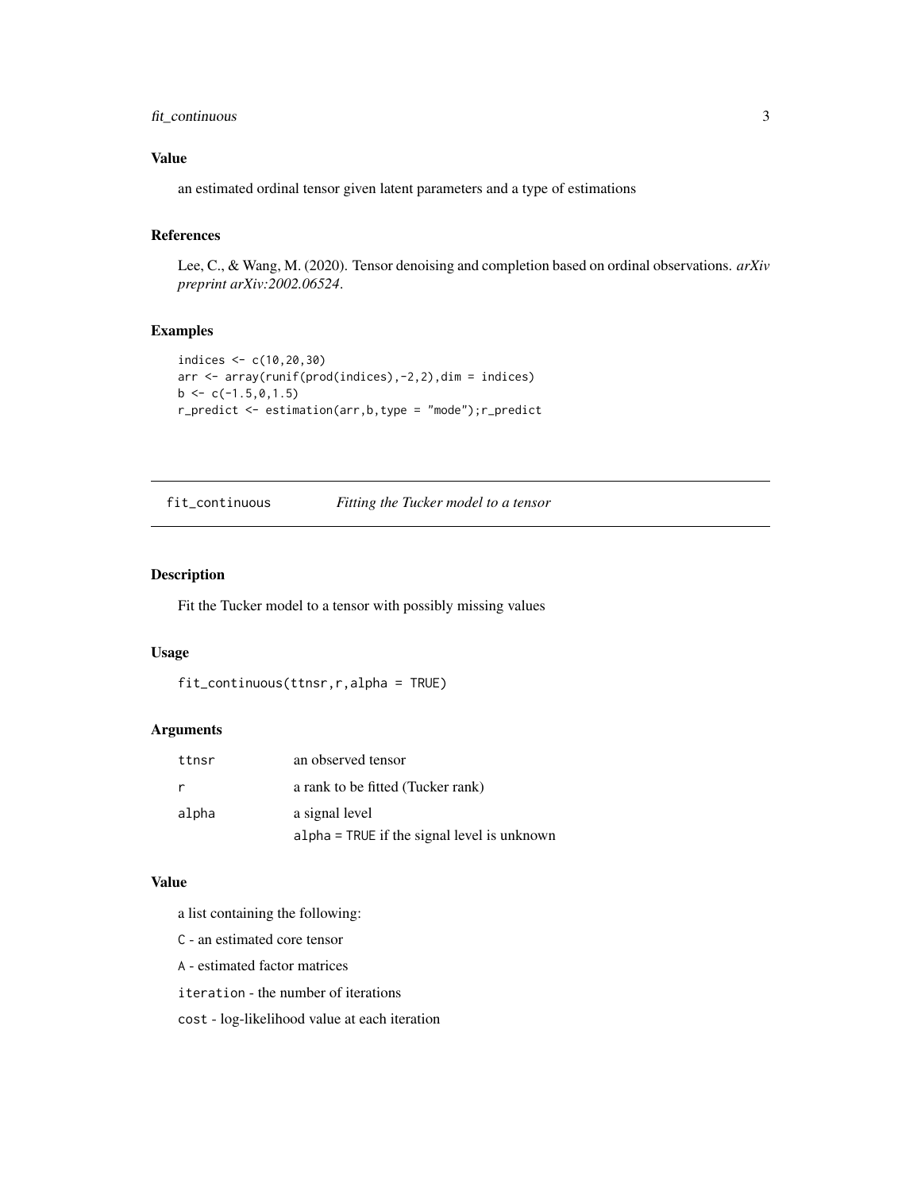## Value

an estimated ordinal tensor given latent parameters and a type of estimations

## References

Lee, C., & Wang, M. (2020). Tensor denoising and completion based on ordinal observations. *arXiv preprint arXiv:2002.06524*.

## Examples

```
indices <- c(10,20,30)
arr <- array(runif(prod(indices),-2,2),dim = indices)
b <- c(-1.5,0,1.5)
r_predict <- estimation(arr,b,type = "mode");r_predict
```

---

# fit_continuous    *Fitting the Tucker model to a tensor*

---

## Description

Fit the Tucker model to a tensor with possibly missing values

## Usage

```
fit_continuous(ttnsr,r,alpha = TRUE)
```

## Arguments

| | |
|---|---|
| `ttnsr` | an observed tensor |
| `r` | a rank to be fitted (Tucker rank) |
| `alpha` | a signal level<br>`alpha = TRUE` if the signal level is unknown |

## Value

a list containing the following:

`C` - an estimated core tensor

`A` - estimated factor matrices

`iteration` - the number of iterations

`cost` - log-likelihood value at each iteration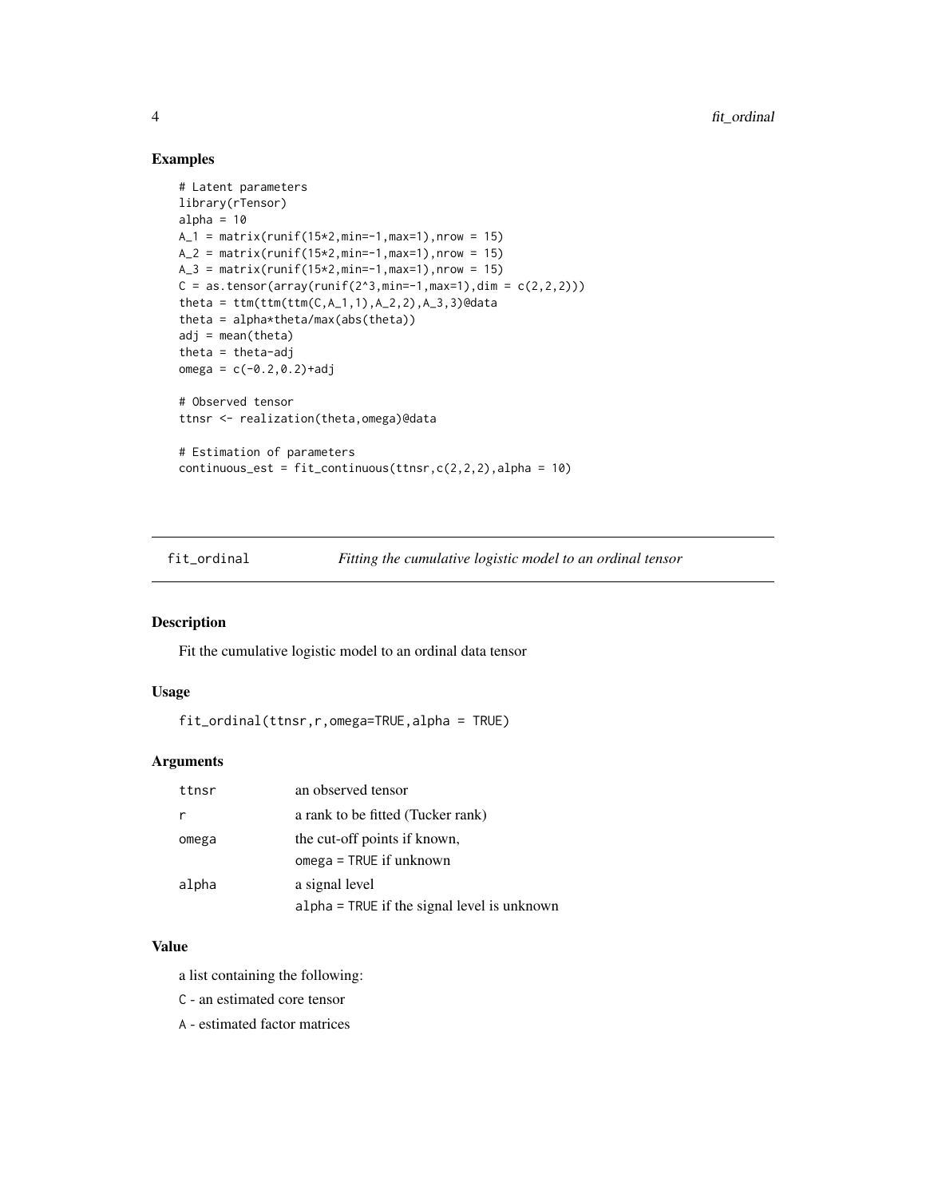### Examples

```
# Latent parameters
library(rTensor)
alpha = 10
A_1 = matrix(runif(15*2,min=-1,max=1),nrow = 15)
A_2 = matrix(runif(15*2,min=-1,max=1),nrow = 15)
A_3 = matrix(runif(15*2,min=-1,max=1),nrow = 15)
C = as.tensor(array(runif(2^3,min=-1,max=1),dim = c(2,2,2)))
theta = ttm(ttm(ttm(C,A_1,1),A_2,2),A_3,3)@data
theta = alpha*theta/max(abs(theta))
adj = mean(theta)
theta = theta-adj
omega = c(-0.2,0.2)+adj

# Observed tensor
ttnsr <- realization(theta,omega)@data

# Estimation of parameters
continuous_est = fit_continuous(ttnsr,c(2,2,2),alpha = 10)
```

## fit_ordinal — *Fitting the cumulative logistic model to an ordinal tensor*

### Description

Fit the cumulative logistic model to an ordinal data tensor

### Usage

```
fit_ordinal(ttnsr,r,omega=TRUE,alpha = TRUE)
```

### Arguments

| | |
|---|---|
| ttnsr | an observed tensor |
| r | a rank to be fitted (Tucker rank) |
| omega | the cut-off points if known, omega = TRUE if unknown |
| alpha | a signal level alpha = TRUE if the signal level is unknown |

### Value

a list containing the following:

C - an estimated core tensor

A - estimated factor matrices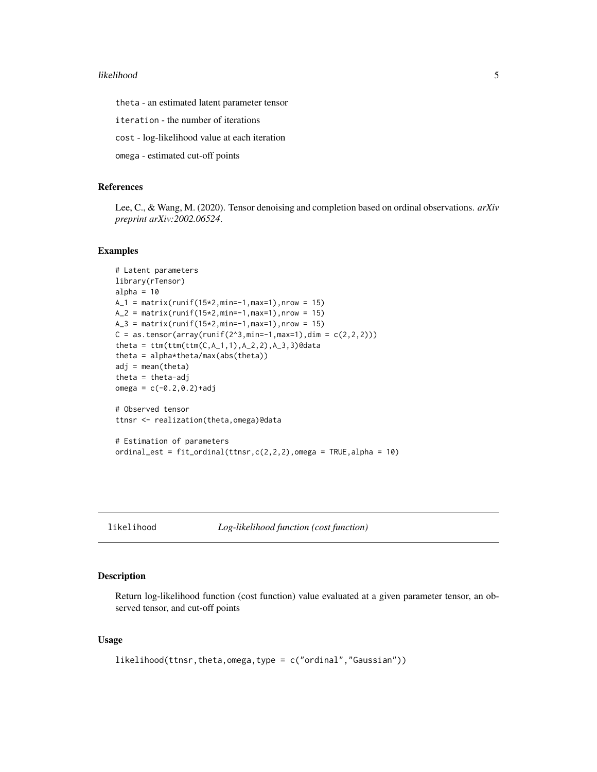theta - an estimated latent parameter tensor

iteration - the number of iterations

cost - log-likelihood value at each iteration

omega - estimated cut-off points

## References

Lee, C., & Wang, M. (2020). Tensor denoising and completion based on ordinal observations. *arXiv preprint arXiv:2002.06524*.

## Examples

```
# Latent parameters
library(rTensor)
alpha = 10
A_1 = matrix(runif(15*2,min=-1,max=1),nrow = 15)
A_2 = matrix(runif(15*2,min=-1,max=1),nrow = 15)
A_3 = matrix(runif(15*2,min=-1,max=1),nrow = 15)
C = as.tensor(array(runif(2^3,min=-1,max=1),dim = c(2,2,2)))
theta = ttm(ttm(ttm(C,A_1,1),A_2,2),A_3,3)@data
theta = alpha*theta/max(abs(theta))
adj = mean(theta)
theta = theta-adj
omega = c(-0.2,0.2)+adj

# Observed tensor
ttnsr <- realization(theta,omega)@data

# Estimation of parameters
ordinal_est = fit_ordinal(ttnsr,c(2,2,2),omega = TRUE,alpha = 10)
```

---

# likelihood *Log-likelihood function (cost function)*

## Description

Return log-likelihood function (cost function) value evaluated at a given parameter tensor, an observed tensor, and cut-off points

## Usage

```
likelihood(ttnsr,theta,omega,type = c("ordinal","Gaussian"))
```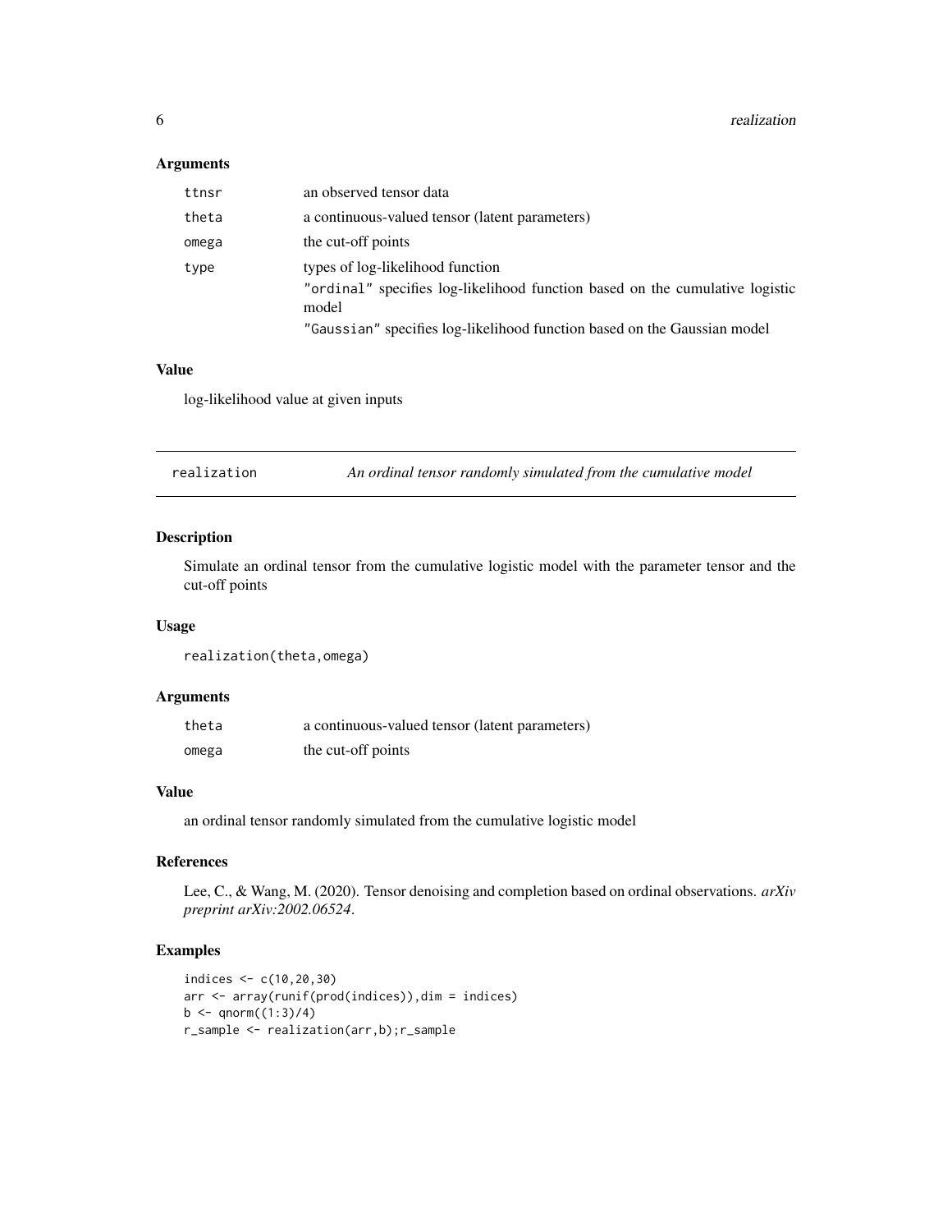### Arguments

| | |
|---|---|
| ttnsr | an observed tensor data |
| theta | a continuous-valued tensor (latent parameters) |
| omega | the cut-off points |
| type | types of log-likelihood function<br>"ordinal" specifies log-likelihood function based on the cumulative logistic model<br>"Gaussian" specifies log-likelihood function based on the Gaussian model |

### Value

log-likelihood value at given inputs

---

## realization *An ordinal tensor randomly simulated from the cumulative model*

---

### Description

Simulate an ordinal tensor from the cumulative logistic model with the parameter tensor and the cut-off points

### Usage

```
realization(theta,omega)
```

### Arguments

| | |
|---|---|
| theta | a continuous-valued tensor (latent parameters) |
| omega | the cut-off points |

### Value

an ordinal tensor randomly simulated from the cumulative logistic model

### References

Lee, C., & Wang, M. (2020). Tensor denoising and completion based on ordinal observations. *arXiv preprint arXiv:2002.06524*.

### Examples

```
indices <- c(10,20,30)
arr <- array(runif(prod(indices)),dim = indices)
b <- qnorm((1:3)/4)
r_sample <- realization(arr,b);r_sample
```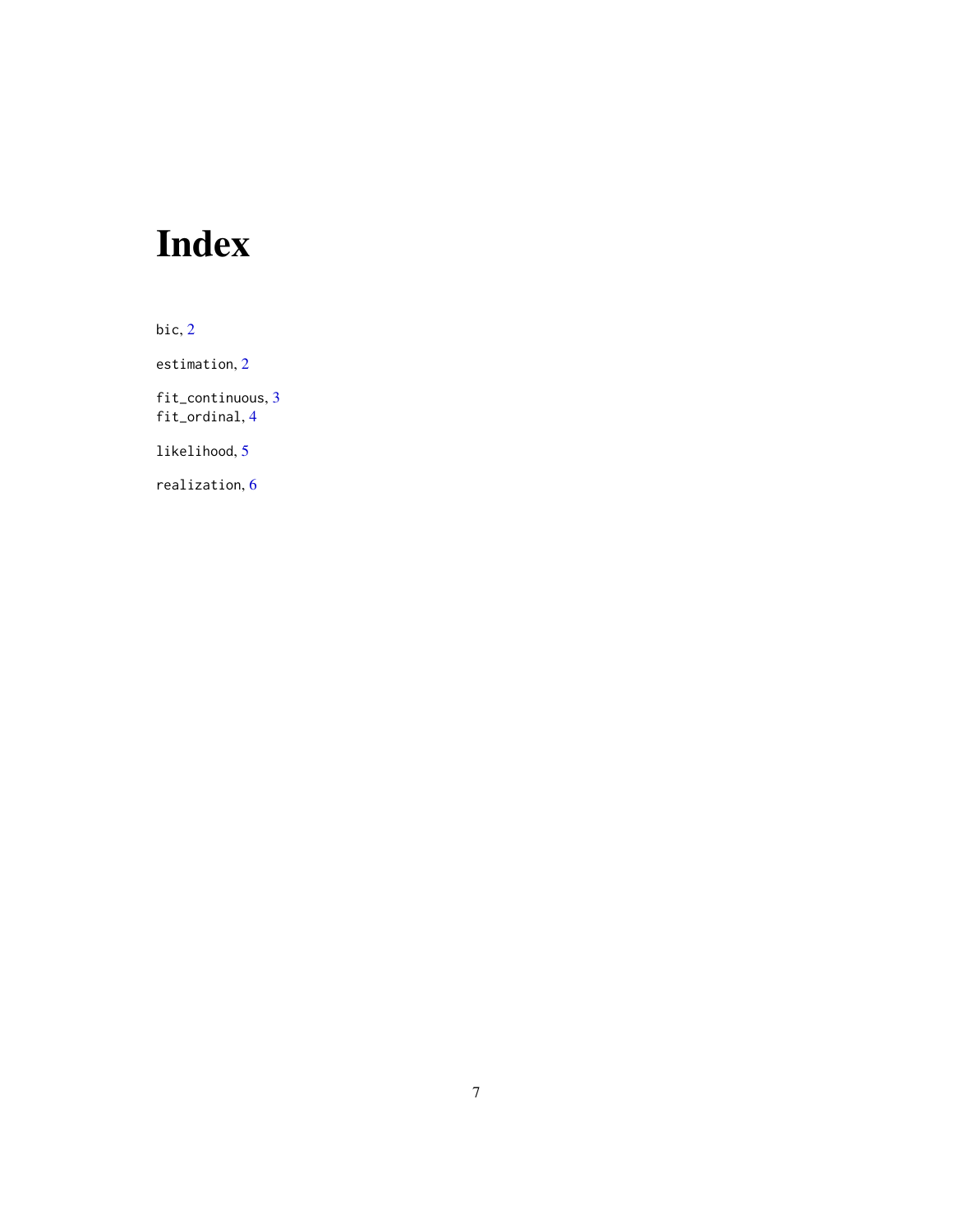# Index

bic, 2

estimation, 2

fit_continuous, 3
fit_ordinal, 4

likelihood, 5

realization, 6